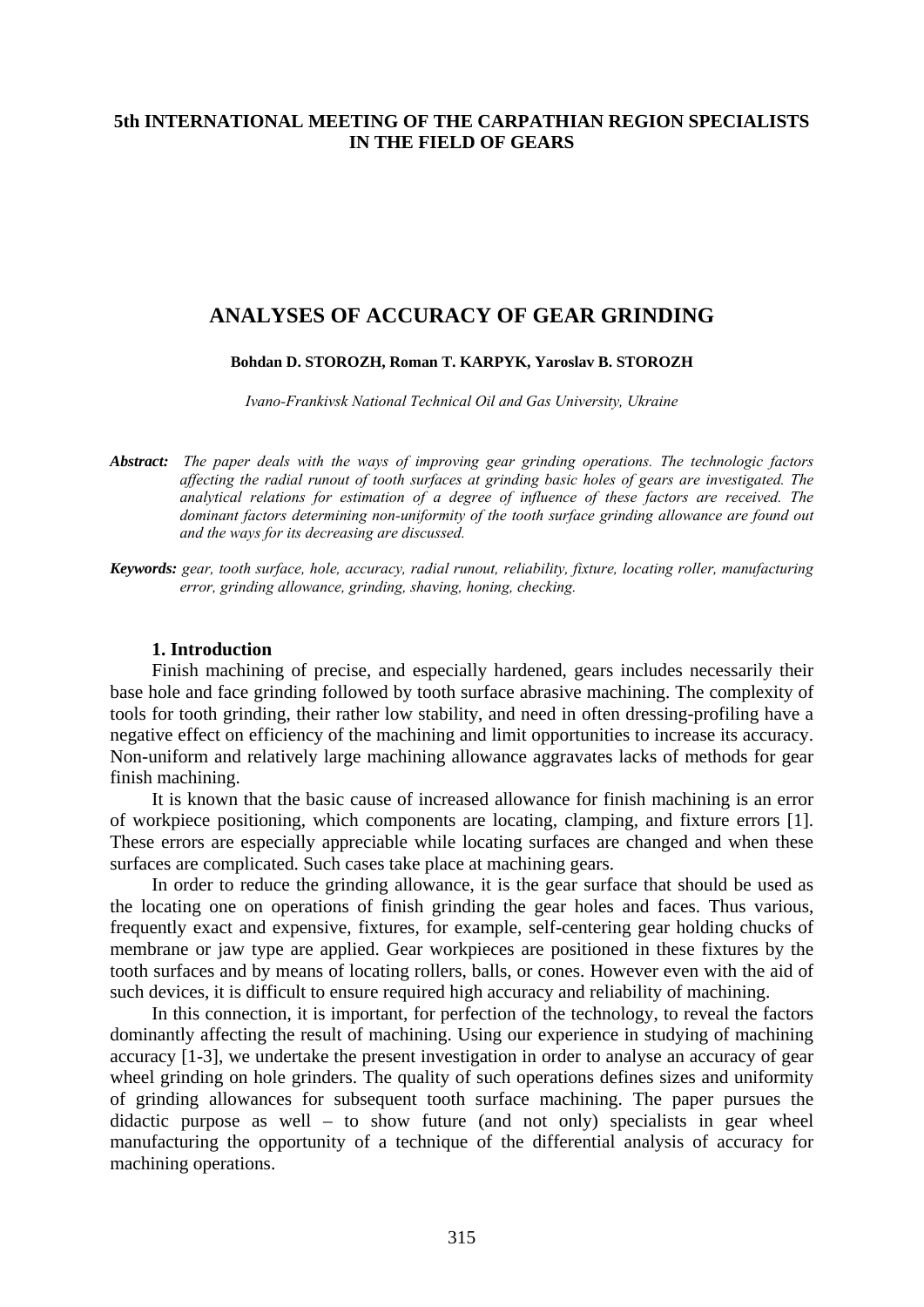**5th INTERNATIONAL MEETING OF THE CARPATHIAN REGION SPECIALISTS IN THE FIELD OF GEARS**

# ANALYSES OF ACCURACY OF GEAR GRINDING

**Bohdan D. STOROZH, Roman T. KARPYK, Yaroslav B. STOROZH**

*Ivano-Frankivsk National Technical Oil and Gas University, Ukraine*

***Abstract:*** *The paper deals with the ways of improving gear grinding operations. The technologic factors affecting the radial runout of tooth surfaces at grinding basic holes of gears are investigated. The analytical relations for estimation of a degree of influence of these factors are received. The dominant factors determining non-uniformity of the tooth surface grinding allowance are found out and the ways for its decreasing are discussed.*

***Keywords:*** *gear, tooth surface, hole, accuracy, radial runout, reliability, fixture, locating roller, manufacturing error, grinding allowance, grinding, shaving, honing, checking.*

## 1. Introduction

Finish machining of precise, and especially hardened, gears includes necessarily their base hole and face grinding followed by tooth surface abrasive machining. The complexity of tools for tooth grinding, their rather low stability, and need in often dressing-profiling have a negative effect on efficiency of the machining and limit opportunities to increase its accuracy. Non-uniform and relatively large machining allowance aggravates lacks of methods for gear finish machining.

It is known that the basic cause of increased allowance for finish machining is an error of workpiece positioning, which components are locating, clamping, and fixture errors [1]. These errors are especially appreciable while locating surfaces are changed and when these surfaces are complicated. Such cases take place at machining gears.

In order to reduce the grinding allowance, it is the gear surface that should be used as the locating one on operations of finish grinding the gear holes and faces. Thus various, frequently exact and expensive, fixtures, for example, self-centering gear holding chucks of membrane or jaw type are applied. Gear workpieces are positioned in these fixtures by the tooth surfaces and by means of locating rollers, balls, or cones. However even with the aid of such devices, it is difficult to ensure required high accuracy and reliability of machining.

In this connection, it is important, for perfection of the technology, to reveal the factors dominantly affecting the result of machining. Using our experience in studying of machining accuracy [1-3], we undertake the present investigation in order to analyse an accuracy of gear wheel grinding on hole grinders. The quality of such operations defines sizes and uniformity of grinding allowances for subsequent tooth surface machining. The paper pursues the didactic purpose as well – to show future (and not only) specialists in gear wheel manufacturing the opportunity of a technique of the differential analysis of accuracy for machining operations.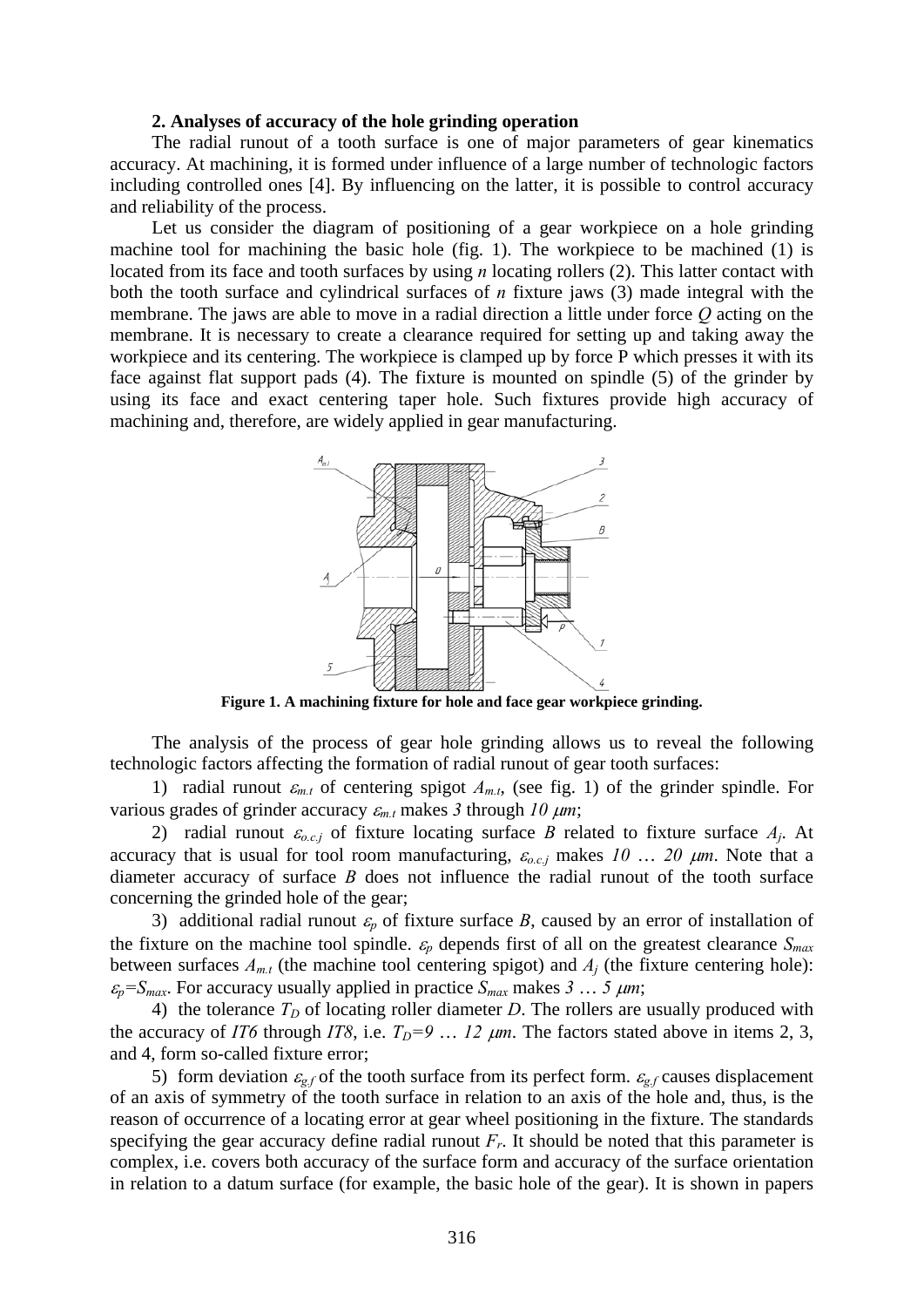### 2. Analyses of accuracy of the hole grinding operation

The radial runout of a tooth surface is one of major parameters of gear kinematics accuracy. At machining, it is formed under influence of a large number of technologic factors including controlled ones [4]. By influencing on the latter, it is possible to control accuracy and reliability of the process.

Let us consider the diagram of positioning of a gear workpiece on a hole grinding machine tool for machining the basic hole (fig. 1). The workpiece to be machined (1) is located from its face and tooth surfaces by using *n* locating rollers (2). This latter contact with both the tooth surface and cylindrical surfaces of *n* fixture jaws (3) made integral with the membrane. The jaws are able to move in a radial direction a little under force *Q* acting on the membrane. It is necessary to create a clearance required for setting up and taking away the workpiece and its centering. The workpiece is clamped up by force P which presses it with its face against flat support pads (4). The fixture is mounted on spindle (5) of the grinder by using its face and exact centering taper hole. Such fixtures provide high accuracy of machining and, therefore, are widely applied in gear manufacturing.

**Figure 1. A machining fixture for hole and face gear workpiece grinding.**

The analysis of the process of gear hole grinding allows us to reveal the following technologic factors affecting the formation of radial runout of gear tooth surfaces:

1) radial runout $\varepsilon_{m.t}$ of centering spigot $A_{m.t}$, (see fig. 1) of the grinder spindle. For various grades of grinder accuracy $\varepsilon_{m.t}$ makes *3* through *10* $\mu m$;

2) radial runout $\varepsilon_{o.c.j}$ of fixture locating surface *B* related to fixture surface $A_j$. At accuracy that is usual for tool room manufacturing, $\varepsilon_{o.c.j}$ makes *10 … 20* $\mu m$. Note that a diameter accuracy of surface *B* does not influence the radial runout of the tooth surface concerning the grinded hole of the gear;

3) additional radial runout $\varepsilon_p$ of fixture surface *B*, caused by an error of installation of the fixture on the machine tool spindle. $\varepsilon_p$ depends first of all on the greatest clearance $S_{max}$ between surfaces $A_{m.t}$ (the machine tool centering spigot) and $A_j$ (the fixture centering hole): $\varepsilon_p = S_{max}$. For accuracy usually applied in practice $S_{max}$ makes *3 … 5* $\mu m$;

4) the tolerance $T_D$ of locating roller diameter *D*. The rollers are usually produced with the accuracy of *IT6* through *IT8*, i.e. $T_D = 9 \ldots 12$ $\mu m$. The factors stated above in items 2, 3, and 4, form so-called fixture error;

5) form deviation $\varepsilon_{g.f}$ of the tooth surface from its perfect form. $\varepsilon_{g.f}$ causes displacement of an axis of symmetry of the tooth surface in relation to an axis of the hole and, thus, is the reason of occurrence of a locating error at gear wheel positioning in the fixture. The standards specifying the gear accuracy define radial runout $F_r$. It should be noted that this parameter is complex, i.e. covers both accuracy of the surface form and accuracy of the surface orientation in relation to a datum surface (for example, the basic hole of the gear). It is shown in papers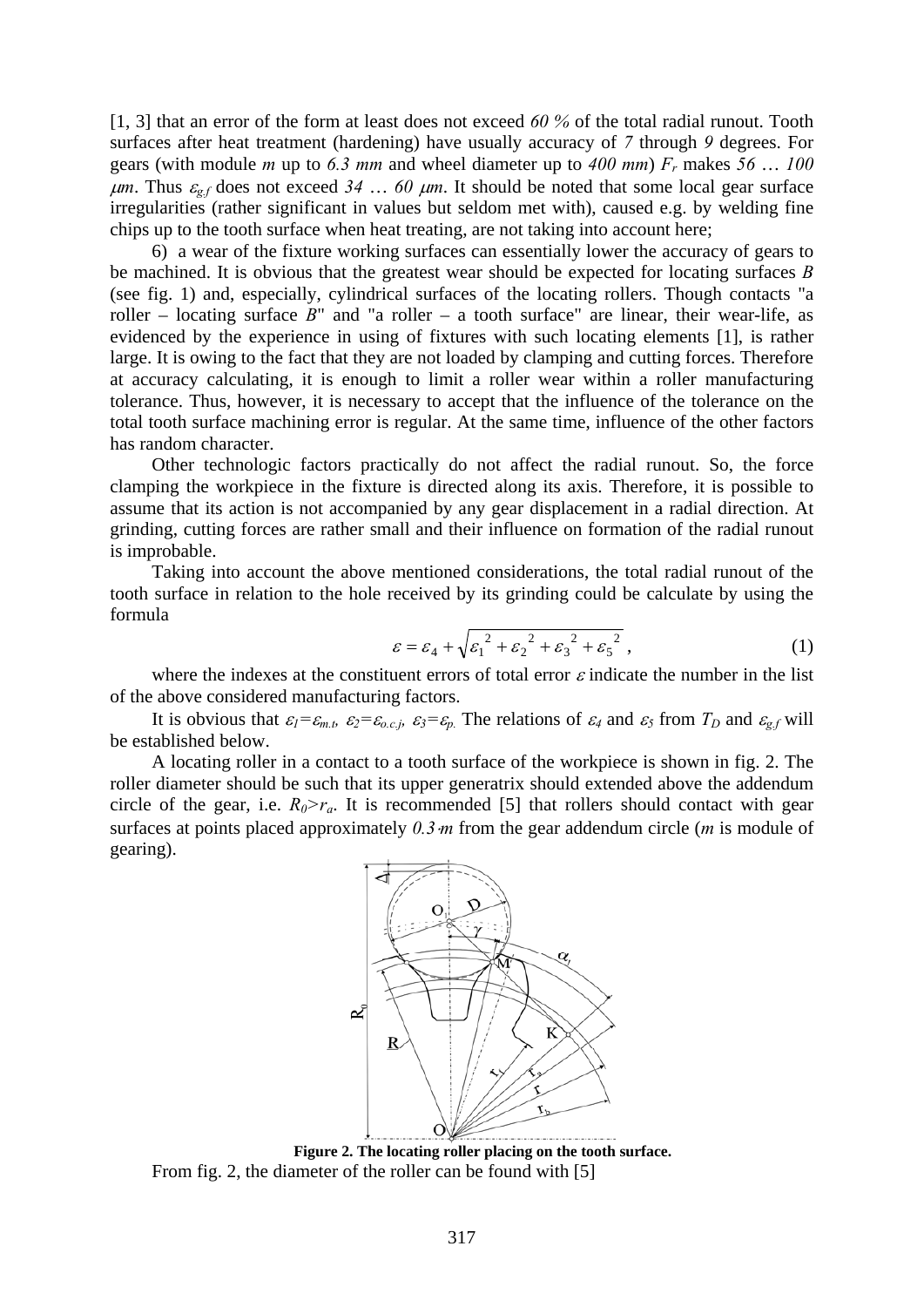[1, 3] that an error of the form at least does not exceed *60 %* of the total radial runout. Tooth surfaces after heat treatment (hardening) have usually accuracy of *7* through *9* degrees. For gears (with module $m$ up to *6.3 mm* and wheel diameter up to *400 mm*) $F_r$ makes *56 … 100* $\mu m$. Thus $\varepsilon_{g.f}$ does not exceed *34 … 60* $\mu m$. It should be noted that some local gear surface irregularities (rather significant in values but seldom met with), caused e.g. by welding fine chips up to the tooth surface when heat treating, are not taking into account here;

6) a wear of the fixture working surfaces can essentially lower the accuracy of gears to be machined. It is obvious that the greatest wear should be expected for locating surfaces *B* (see fig. 1) and, especially, cylindrical surfaces of the locating rollers. Though contacts "a roller – locating surface *B*" and "a roller – a tooth surface" are linear, their wear-life, as evidenced by the experience in using of fixtures with such locating elements [1], is rather large. It is owing to the fact that they are not loaded by clamping and cutting forces. Therefore at accuracy calculating, it is enough to limit a roller wear within a roller manufacturing tolerance. Thus, however, it is necessary to accept that the influence of the tolerance on the total tooth surface machining error is regular. At the same time, influence of the other factors has random character.

Other technologic factors practically do not affect the radial runout. So, the force clamping the workpiece in the fixture is directed along its axis. Therefore, it is possible to assume that its action is not accompanied by any gear displacement in a radial direction. At grinding, cutting forces are rather small and their influence on formation of the radial runout is improbable.

Taking into account the above mentioned considerations, the total radial runout of the tooth surface in relation to the hole received by its grinding could be calculate by using the formula

$$\varepsilon = \varepsilon_4 + \sqrt{\varepsilon_1{}^2 + \varepsilon_2{}^2 + \varepsilon_3{}^2 + \varepsilon_5{}^2}\,, \tag{1}$$

where the indexes at the constituent errors of total error $\varepsilon$ indicate the number in the list of the above considered manufacturing factors.

It is obvious that $\varepsilon_1 = \varepsilon_{m.t}$, $\varepsilon_2 = \varepsilon_{o.c.j}$, $\varepsilon_3 = \varepsilon_{p.}$ The relations of $\varepsilon_4$ and $\varepsilon_5$ from $T_D$ and $\varepsilon_{g.f}$ will be established below.

A locating roller in a contact to a tooth surface of the workpiece is shown in fig. 2. The roller diameter should be such that its upper generatrix should extended above the addendum circle of the gear, i.e. $R_0 > r_a$. It is recommended [5] that rollers should contact with gear surfaces at points placed approximately $0.3 \cdot m$ from the gear addendum circle ($m$ is module of gearing).

**Figure 2. The locating roller placing on the tooth surface.**

From fig. 2, the diameter of the roller can be found with [5]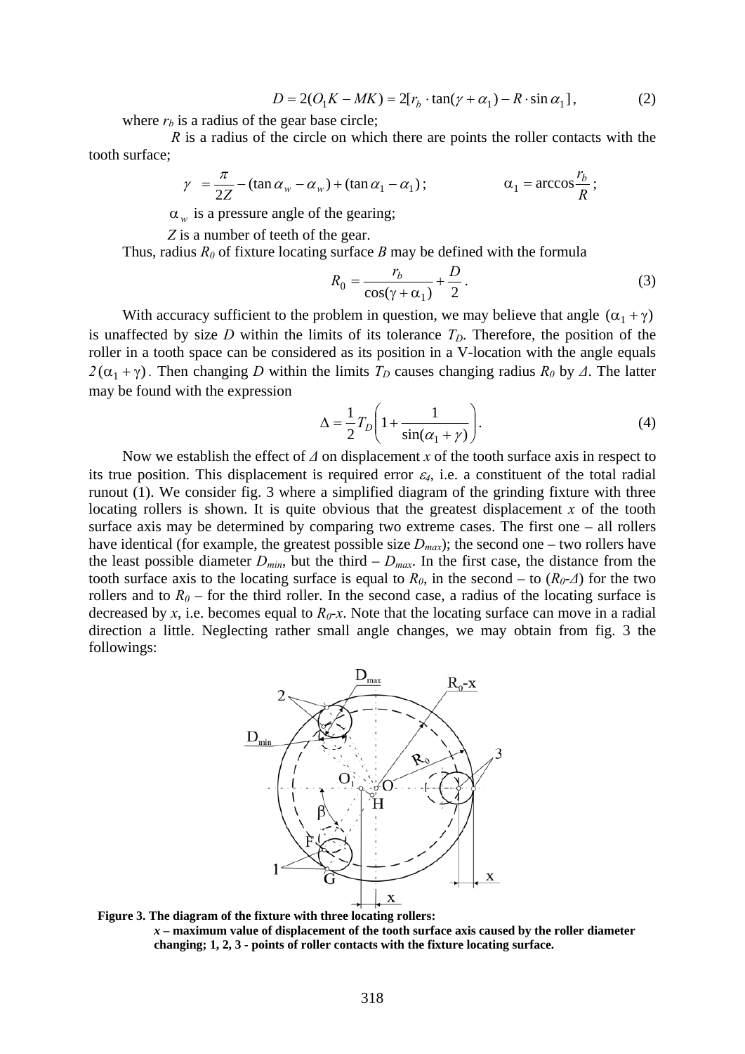$$D = 2(O_1K - MK) = 2[r_b \cdot \tan(\gamma + \alpha_1) - R \cdot \sin \alpha_1], \qquad (2)$$

where $r_b$ is a radius of the gear base circle;

$R$ is a radius of the circle on which there are points the roller contacts with the tooth surface;

$$\gamma = \frac{\pi}{2Z} - (\tan \alpha_w - \alpha_w) + (\tan \alpha_1 - \alpha_1); \qquad \alpha_1 = \arccos \frac{r_b}{R};$$

$\alpha_w$ is a pressure angle of the gearing;

$Z$ is a number of teeth of the gear.

Thus, radius $R_0$ of fixture locating surface $B$ may be defined with the formula

$$R_0 = \frac{r_b}{\cos(\gamma + \alpha_1)} + \frac{D}{2}. \qquad (3)$$

With accuracy sufficient to the problem in question, we may believe that angle $(\alpha_1 + \gamma)$ is unaffected by size $D$ within the limits of its tolerance $T_D$. Therefore, the position of the roller in a tooth space can be considered as its position in a V-location with the angle equals $2(\alpha_1 + \gamma)$. Then changing $D$ within the limits $T_D$ causes changing radius $R_0$ by $\Delta$. The latter may be found with the expression

$$\Delta = \frac{1}{2} T_D \left( 1 + \frac{1}{\sin(\alpha_1 + \gamma)} \right). \qquad (4)$$

Now we establish the effect of $\Delta$ on displacement $x$ of the tooth surface axis in respect to its true position. This displacement is required error $\varepsilon_4$, i.e. a constituent of the total radial runout (1). We consider fig. 3 where a simplified diagram of the grinding fixture with three locating rollers is shown. It is quite obvious that the greatest displacement $x$ of the tooth surface axis may be determined by comparing two extreme cases. The first one – all rollers have identical (for example, the greatest possible size $D_{max}$); the second one – two rollers have the least possible diameter $D_{min}$, but the third – $D_{max}$. In the first case, the distance from the tooth surface axis to the locating surface is equal to $R_0$, in the second – to ($R_0$-$\Delta$) for the two rollers and to $R_0$ – for the third roller. In the second case, a radius of the locating surface is decreased by $x$, i.e. becomes equal to $R_0$-$x$. Note that the locating surface can move in a radial direction a little. Neglecting rather small angle changes, we may obtain from fig. 3 the followings:

**Figure 3. The diagram of the fixture with three locating rollers:**
***x* – maximum value of displacement of the tooth surface axis caused by the roller diameter changing; 1, 2, 3 - points of roller contacts with the fixture locating surface.**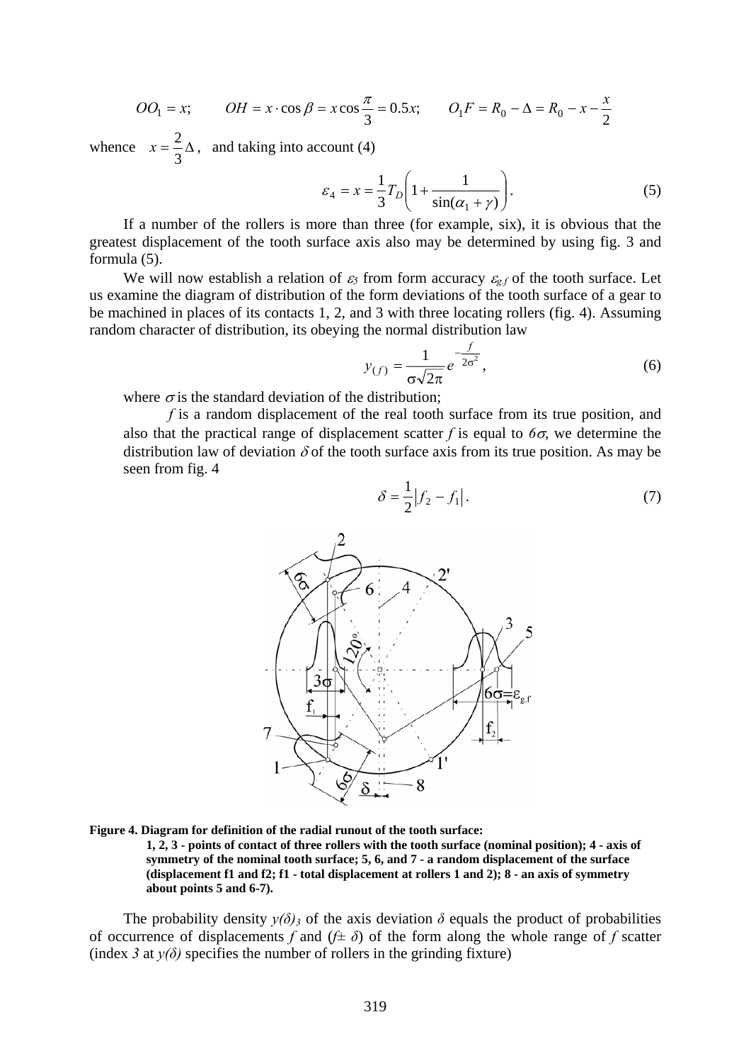$$OO_1 = x; \qquad OH = x \cdot \cos\beta = x\cos\frac{\pi}{3} = 0.5x; \qquad O_1F = R_0 - \Delta = R_0 - x - \frac{x}{2}$$

whence $x = \frac{2}{3}\Delta$, and taking into account (4)

$$\varepsilon_4 = x = \frac{1}{3}T_D\left(1 + \frac{1}{\sin(\alpha_1 + \gamma)}\right). \tag{5}$$

If a number of the rollers is more than three (for example, six), it is obvious that the greatest displacement of the tooth surface axis also may be determined by using fig. 3 and formula (5).

We will now establish a relation of $\varepsilon_5$ from form accuracy $\varepsilon_{g.f}$ of the tooth surface. Let us examine the diagram of distribution of the form deviations of the tooth surface of a gear to be machined in places of its contacts 1, 2, and 3 with three locating rollers (fig. 4). Assuming random character of distribution, its obeying the normal distribution law

$$y_{(f)} = \frac{1}{\sigma\sqrt{2\pi}}e^{-\frac{f}{2\sigma^2}}, \tag{6}$$

where $\sigma$ is the standard deviation of the distribution;

$f$ is a random displacement of the real tooth surface from its true position, and also that the practical range of displacement scatter $f$ is equal to $6\sigma$, we determine the distribution law of deviation $\delta$ of the tooth surface axis from its true position. As may be seen from fig. 4

$$\delta = \frac{1}{2}\left|f_2 - f_1\right|. \tag{7}$$

**Figure 4. Diagram for definition of the radial runout of the tooth surface:**
**1, 2, 3 - points of contact of three rollers with the tooth surface (nominal position); 4 - axis of symmetry of the nominal tooth surface; 5, 6, and 7 - a random displacement of the surface (displacement f1 and f2; f1 - total displacement at rollers 1 and 2); 8 - an axis of symmetry about points 5 and 6-7).**

The probability density $y(\delta)_3$ of the axis deviation $\delta$ equals the product of probabilities of occurrence of displacements $f$ and ($f \pm \delta$) of the form along the whole range of $f$ scatter (index $3$ at $y(\delta)$ specifies the number of rollers in the grinding fixture)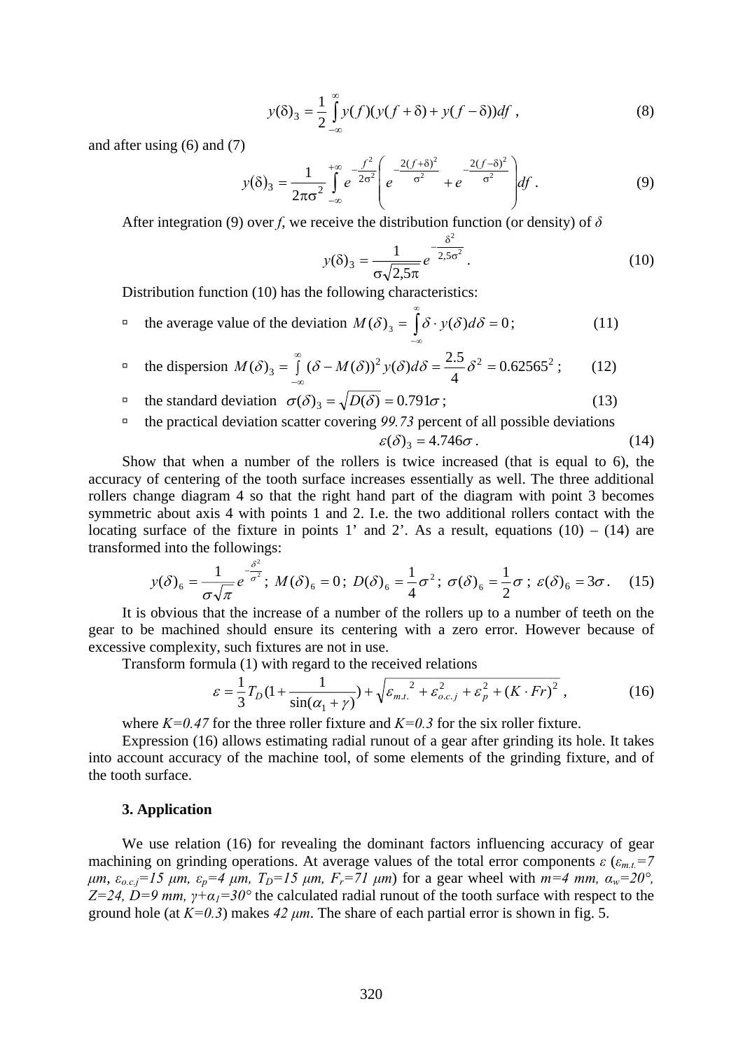$$y(\delta)_3 = \frac{1}{2}\int_{-\infty}^{\infty} y(f)(y(f+\delta) + y(f-\delta))df \ , \tag{8}$$

and after using (6) and (7)

$$y(\delta)_3 = \frac{1}{2\pi\sigma^2}\int_{-\infty}^{+\infty} e^{-\frac{f^2}{2\sigma^2}}\left(e^{-\frac{2(f+\delta)^2}{\sigma^2}} + e^{-\frac{2(f-\delta)^2}{\sigma^2}}\right)df \ . \tag{9}$$

After integration (9) over $f$, we receive the distribution function (or density) of $\delta$

$$y(\delta)_3 = \frac{1}{\sigma\sqrt{2{,}5\pi}} e^{-\frac{\delta^2}{2{,}5\sigma^2}} \ . \tag{10}$$

Distribution function (10) has the following characteristics:

- the average value of the deviation $M(\delta)_3 = \int_{-\infty}^{\infty} \delta \cdot y(\delta) d\delta = 0$; (11)
- the dispersion $M(\delta)_3 = \int_{-\infty}^{\infty} (\delta - M(\delta))^2 y(\delta) d\delta = \frac{2.5}{4}\delta^2 = 0.62565^2$; (12)
- the standard deviation $\sigma(\delta)_3 = \sqrt{D(\delta)} = 0.791\sigma$; (13)
- the practical deviation scatter covering *99.73* percent of all possible deviations

$$\varepsilon(\delta)_3 = 4.746\sigma \ . \tag{14}$$

Show that when a number of the rollers is twice increased (that is equal to 6), the accuracy of centering of the tooth surface increases essentially as well. The three additional rollers change diagram 4 so that the right hand part of the diagram with point 3 becomes symmetric about axis 4 with points 1 and 2. I.e. the two additional rollers contact with the locating surface of the fixture in points 1' and 2'. As a result, equations (10) – (14) are transformed into the followings:

$$y(\delta)_6 = \frac{1}{\sigma\sqrt{\pi}} e^{-\frac{\delta^2}{\sigma^2}}; \ M(\delta)_6 = 0; \ D(\delta)_6 = \frac{1}{4}\sigma^2; \ \sigma(\delta)_6 = \frac{1}{2}\sigma; \ \varepsilon(\delta)_6 = 3\sigma . \tag{15}$$

It is obvious that the increase of a number of the rollers up to a number of teeth on the gear to be machined should ensure its centering with a zero error. However because of excessive complexity, such fixtures are not in use.

Transform formula (1) with regard to the received relations

$$\varepsilon = \frac{1}{3}T_D\left(1 + \frac{1}{\sin(\alpha_1 + \gamma)}\right) + \sqrt{\varepsilon_{m.t.}^2 + \varepsilon_{o.c.j}^2 + \varepsilon_p^2 + (K \cdot Fr)^2} \ , \tag{16}$$

where $K=0.47$ for the three roller fixture and $K=0.3$ for the six roller fixture.

Expression (16) allows estimating radial runout of a gear after grinding its hole. It takes into account accuracy of the machine tool, of some elements of the grinding fixture, and of the tooth surface.

### 3. Application

We use relation (16) for revealing the dominant factors influencing accuracy of gear machining on grinding operations. At average values of the total error components $\varepsilon$ ($\varepsilon_{m.t.}=7$ *μm*, $\varepsilon_{o.c.j}=15$ *μm*, $\varepsilon_p=4$ *μm*, $T_D=15$ *μm*, $F_r=71$ *μm*) for a gear wheel with $m=4$ *mm*, $\alpha_w=20°$, $Z=24$, $D=9$ *mm*, $\gamma+\alpha_1=30°$ the calculated radial runout of the tooth surface with respect to the ground hole (at $K=0.3$) makes *42 μm*. The share of each partial error is shown in fig. 5.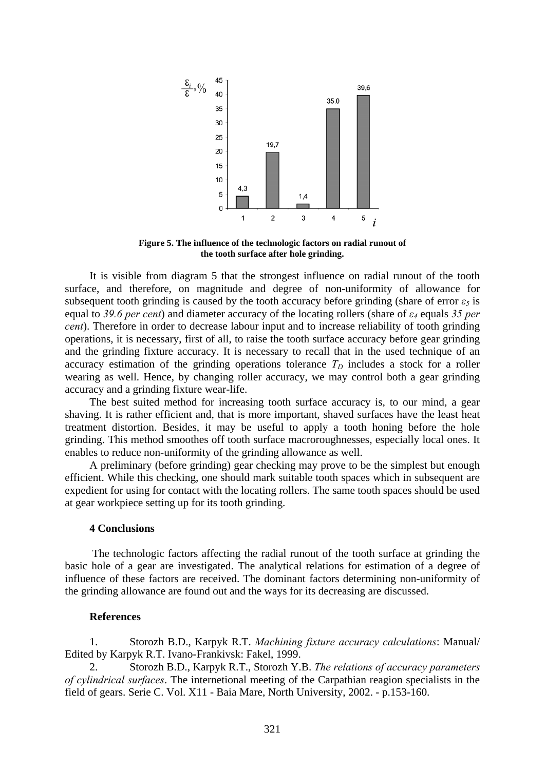**Figure 5. The influence of the technologic factors on radial runout of the tooth surface after hole grinding.**

It is visible from diagram 5 that the strongest influence on radial runout of the tooth surface, and therefore, on magnitude and degree of non-uniformity of allowance for subsequent tooth grinding is caused by the tooth accuracy before grinding (share of error $\varepsilon_5$ is equal to *39.6 per cent*) and diameter accuracy of the locating rollers (share of $\varepsilon_4$ equals *35 per cent*). Therefore in order to decrease labour input and to increase reliability of tooth grinding operations, it is necessary, first of all, to raise the tooth surface accuracy before gear grinding and the grinding fixture accuracy. It is necessary to recall that in the used technique of an accuracy estimation of the grinding operations tolerance $T_D$ includes a stock for a roller wearing as well. Hence, by changing roller accuracy, we may control both a gear grinding accuracy and a grinding fixture wear-life.

The best suited method for increasing tooth surface accuracy is, to our mind, a gear shaving. It is rather efficient and, that is more important, shaved surfaces have the least heat treatment distortion. Besides, it may be useful to apply a tooth honing before the hole grinding. This method smoothes off tooth surface macroroughnesses, especially local ones. It enables to reduce non-uniformity of the grinding allowance as well.

A preliminary (before grinding) gear checking may prove to be the simplest but enough efficient. While this checking, one should mark suitable tooth spaces which in subsequent are expedient for using for contact with the locating rollers. The same tooth spaces should be used at gear workpiece setting up for its tooth grinding.

## 4 Conclusions

The technologic factors affecting the radial runout of the tooth surface at grinding the basic hole of a gear are investigated. The analytical relations for estimation of a degree of influence of these factors are received. The dominant factors determining non-uniformity of the grinding allowance are found out and the ways for its decreasing are discussed.

## References

1. Storozh B.D., Karpyk R.T. *Machining fixture accuracy calculations*: Manual/ Edited by Karpyk R.T. Ivano-Frankivsk: Fakel, 1999.
2. Storozh B.D., Karpyk R.T., Storozh Y.B. *The relations of accuracy parameters of cylindrical surfaces*. The internetional meeting of the Carpathian reagion specialists in the field of gears. Serie C. Vol. X11 - Baia Mare, North University, 2002. - p.153-160.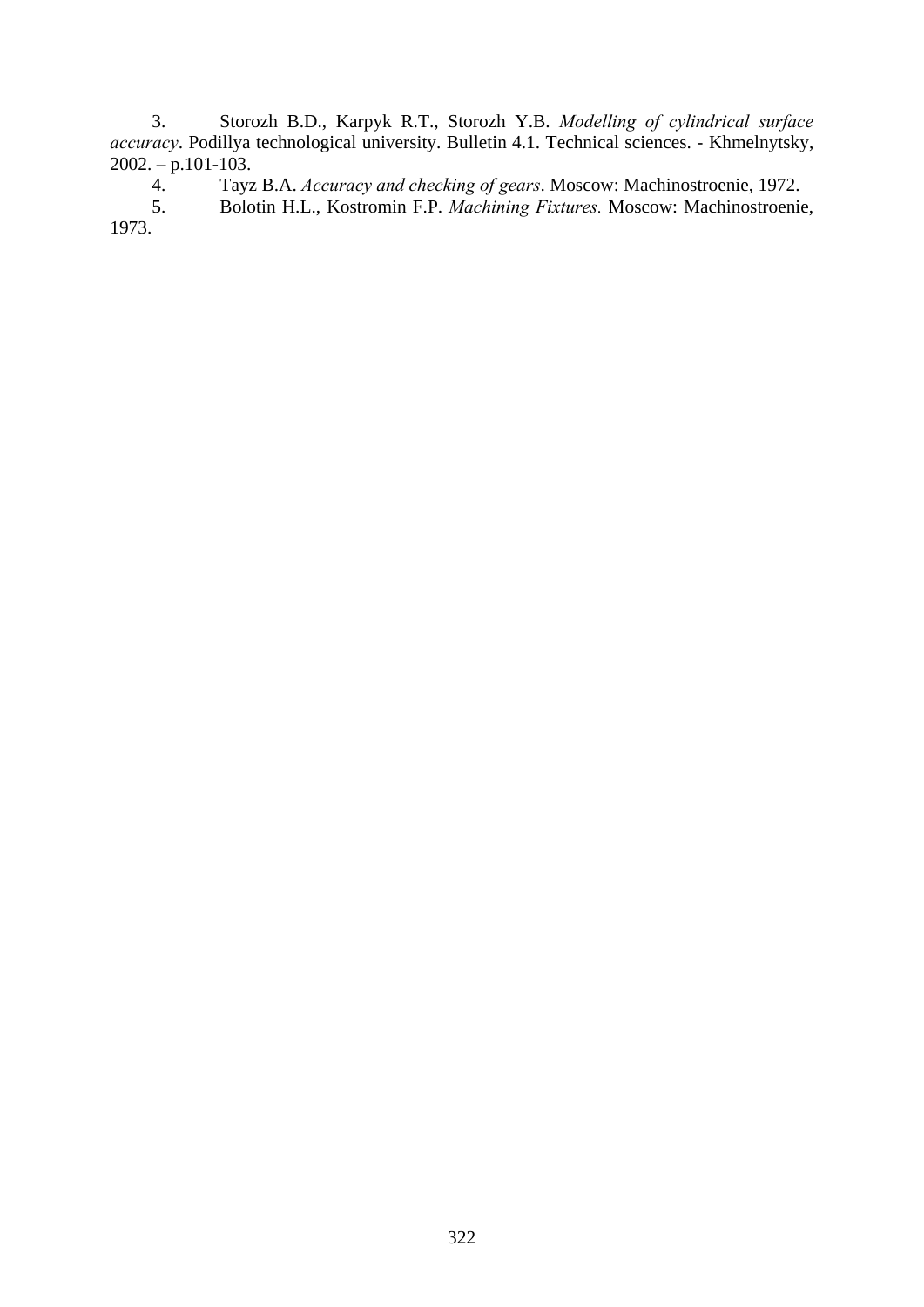3. Storozh B.D., Karpyk R.T., Storozh Y.B. *Modelling of cylindrical surface accuracy*. Podillya technological university. Bulletin 4.1. Technical sciences. - Khmelnytsky, 2002. – p.101-103.
4. Tayz B.A. *Accuracy and checking of gears*. Moscow: Machinostroenie, 1972.
5. Bolotin H.L., Kostromin F.P. *Machining Fixtures.* Moscow: Machinostroenie, 1973.